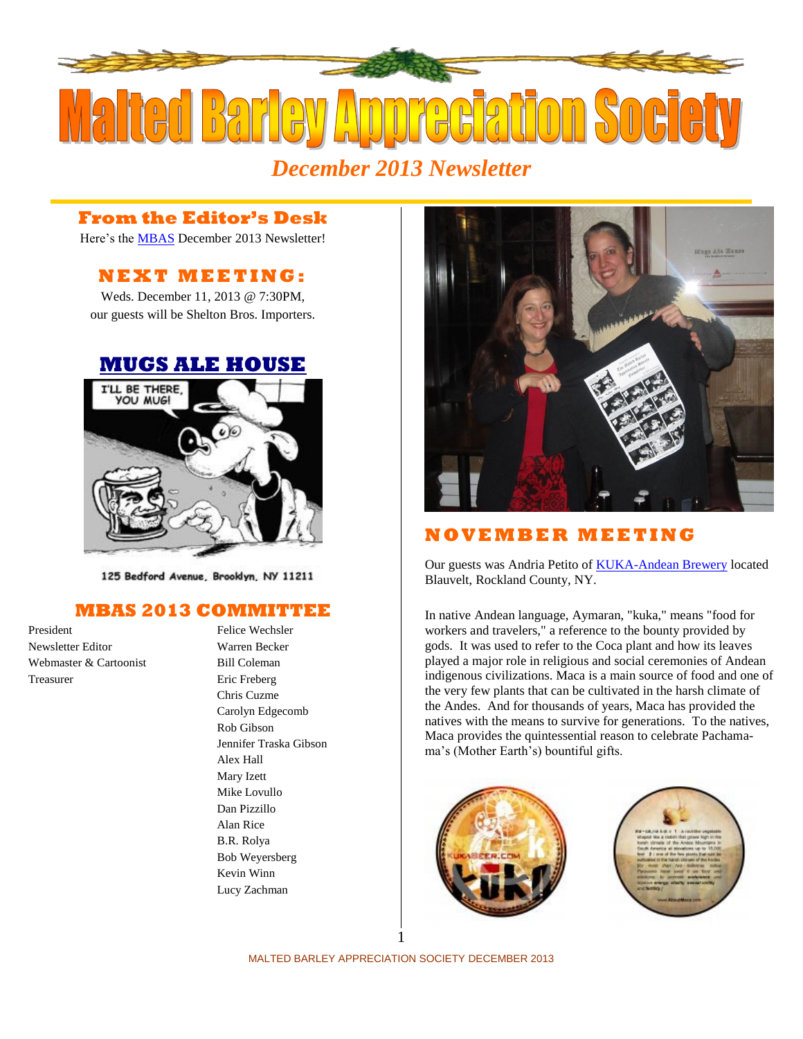# Malted Barley Appreciation Society

*December 2013 Newsletter*

## From the Editor's Desk

Here's the MBAS December 2013 Newsletter!

## NEXT MEETING:

Weds. December 11, 2013 @ 7:30PM, our guests will be Shelton Bros. Importers.

## MUGS ALE HOUSE

125 Bedford Avenue, Brooklyn, NY 11211

## MBAS 2013 COMMITTEE

| | |
|---|---|
| President | Felice Wechsler |
| Newsletter Editor | Warren Becker |
| Webmaster & Cartoonist | Bill Coleman |
| Treasurer | Eric Freberg |
| | Chris Cuzme |
| | Carolyn Edgecomb |
| | Rob Gibson |
| | Jennifer Traska Gibson |
| | Alex Hall |
| | Mary Izett |
| | Mike Lovullo |
| | Dan Pizzillo |
| | Alan Rice |
| | B.R. Rolya |
| | Bob Weyersberg |
| | Kevin Winn |
| | Lucy Zachman |

## NOVEMBER MEETING

Our guests was Andria Petito of KUKA-Andean Brewery located Blauvelt, Rockland County, NY.

In native Andean language, Aymaran, "kuka," means "food for workers and travelers," a reference to the bounty provided by gods. It was used to refer to the Coca plant and how its leaves played a major role in religious and social ceremonies of Andean indigenous civilizations. Maca is a main source of food and one of the very few plants that can be cultivated in the harsh climate of the Andes. And for thousands of years, Maca has provided the natives with the means to survive for generations. To the natives, Maca provides the quintessential reason to celebrate Pachama-ma's (Mother Earth's) bountiful gifts.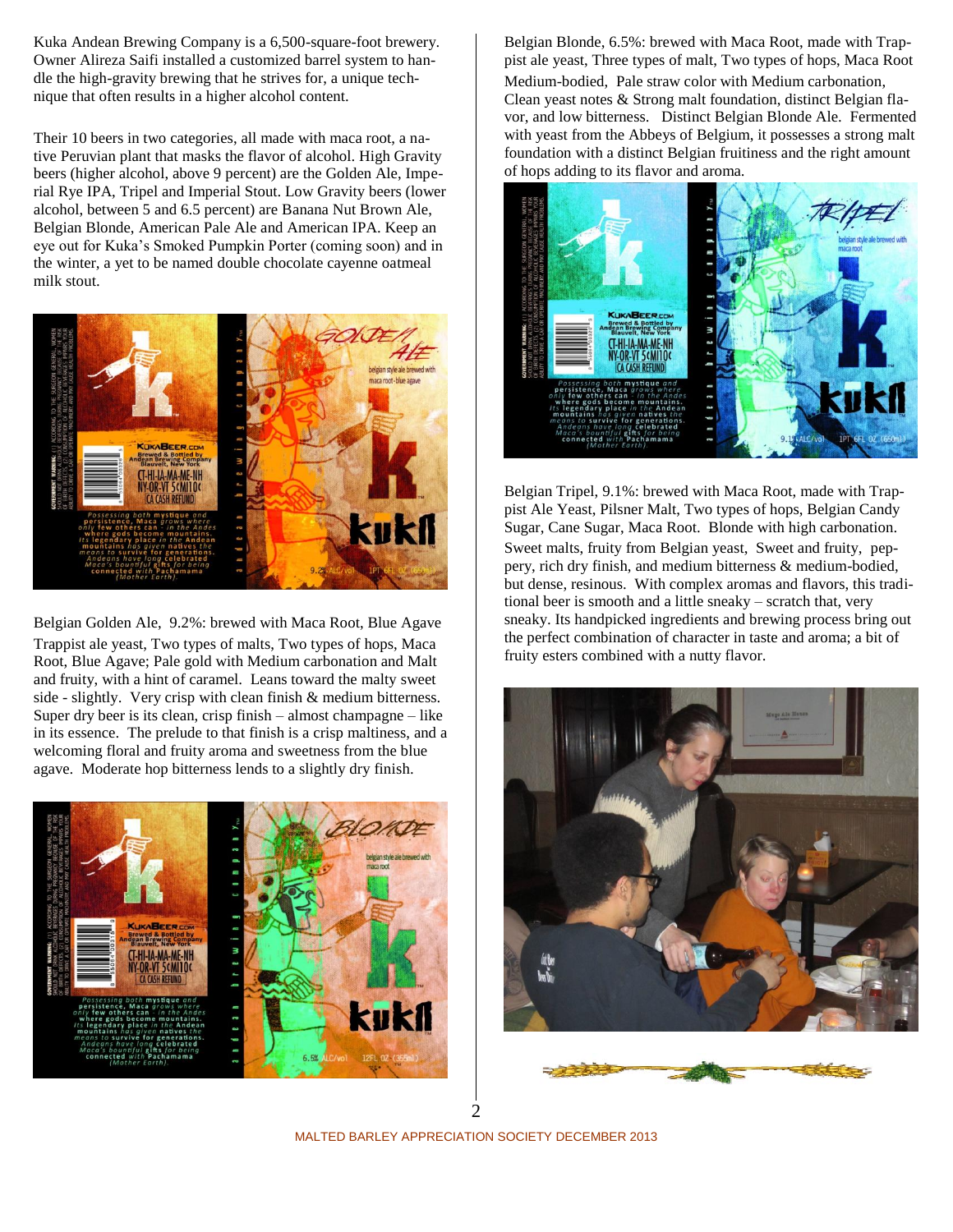Kuka Andean Brewing Company is a 6,500-square-foot brewery. Owner Alireza Saifi installed a customized barrel system to handle the high-gravity brewing that he strives for, a unique technique that often results in a higher alcohol content.

Their 10 beers in two categories, all made with maca root, a native Peruvian plant that masks the flavor of alcohol. High Gravity beers (higher alcohol, above 9 percent) are the Golden Ale, Imperial Rye IPA, Tripel and Imperial Stout. Low Gravity beers (lower alcohol, between 5 and 6.5 percent) are Banana Nut Brown Ale, Belgian Blonde, American Pale Ale and American IPA. Keep an eye out for Kuka's Smoked Pumpkin Porter (coming soon) and in the winter, a yet to be named double chocolate cayenne oatmeal milk stout.

Belgian Golden Ale, 9.2%: brewed with Maca Root, Blue Agave Trappist ale yeast, Two types of malts, Two types of hops, Maca Root, Blue Agave; Pale gold with Medium carbonation and Malt and fruity, with a hint of caramel. Leans toward the malty sweet side - slightly. Very crisp with clean finish & medium bitterness. Super dry beer is its clean, crisp finish – almost champagne – like in its essence. The prelude to that finish is a crisp maltiness, and a welcoming floral and fruity aroma and sweetness from the blue agave. Moderate hop bitterness lends to a slightly dry finish.

Belgian Blonde, 6.5%: brewed with Maca Root, made with Trappist ale yeast, Three types of malt, Two types of hops, Maca Root Medium-bodied, Pale straw color with Medium carbonation, Clean yeast notes & Strong malt foundation, distinct Belgian flavor, and low bitterness. Distinct Belgian Blonde Ale. Fermented with yeast from the Abbeys of Belgium, it possesses a strong malt foundation with a distinct Belgian fruitiness and the right amount of hops adding to its flavor and aroma.

Belgian Tripel, 9.1%: brewed with Maca Root, made with Trappist Ale Yeast, Pilsner Malt, Two types of hops, Belgian Candy Sugar, Cane Sugar, Maca Root. Blonde with high carbonation. Sweet malts, fruity from Belgian yeast, Sweet and fruity, peppery, rich dry finish, and medium bitterness & medium-bodied, but dense, resinous. With complex aromas and flavors, this traditional beer is smooth and a little sneaky – scratch that, very sneaky. Its handpicked ingredients and brewing process bring out the perfect combination of character in taste and aroma; a bit of fruity esters combined with a nutty flavor.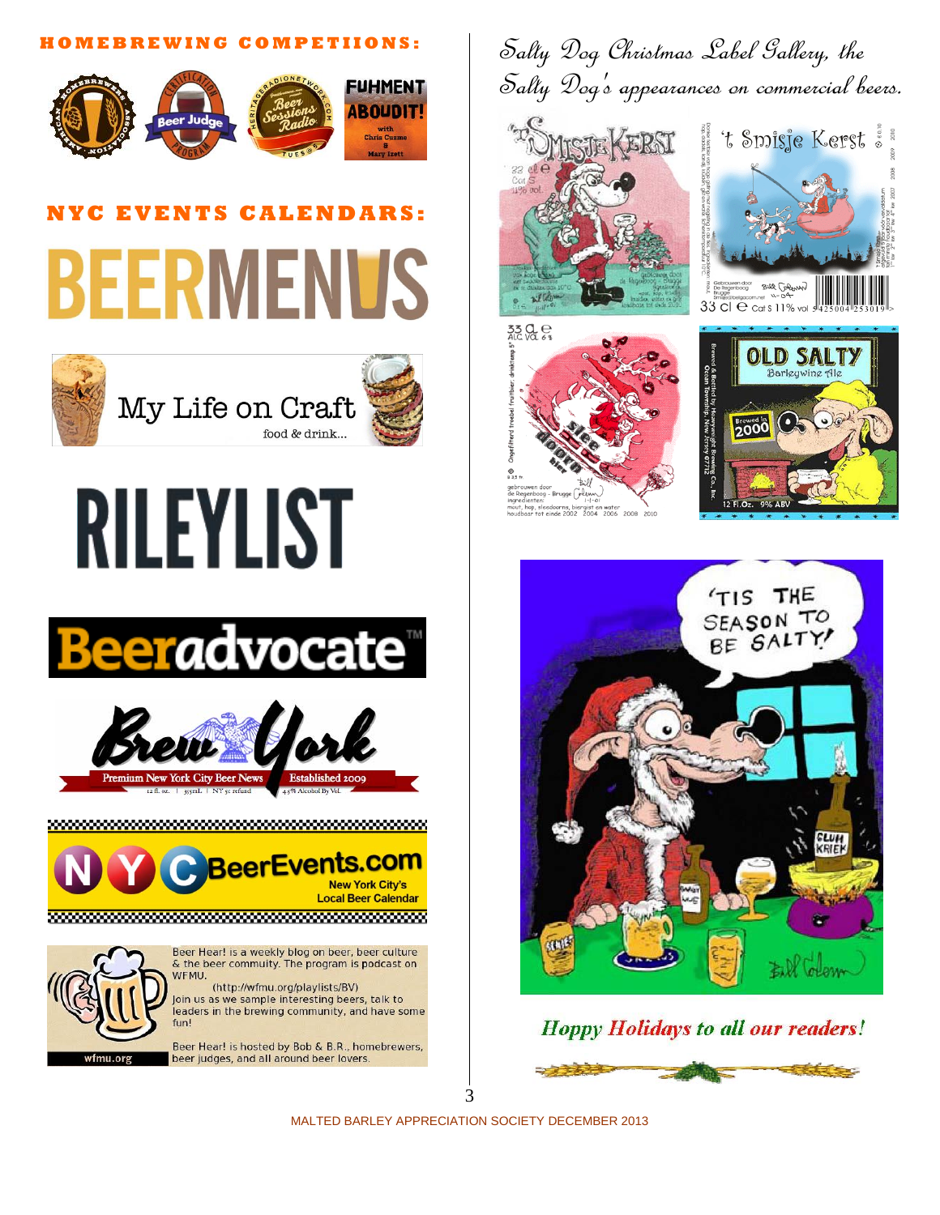## HOMEBREWING COMPETIIONS:

## NYC EVENTS CALENDARS:

Beer Hear! is a weekly blog on beer, beer culture & the beer community. The program is podcast on WFMU.

(http://wfmu.org/playlists/BV)

Join us as we sample interesting beers, talk to leaders in the brewing community, and have some fun!

Beer Hear! is hosted by Bob & B.R., homebrewers, beer judges, and all around beer lovers.

*Salty Dog Christmas Label Gallery, the Salty Dog's appearances on commercial beers.*

***Hoppy Holidays to all our readers!***

MALTED BARLEY APPRECIATION SOCIETY DECEMBER 2013